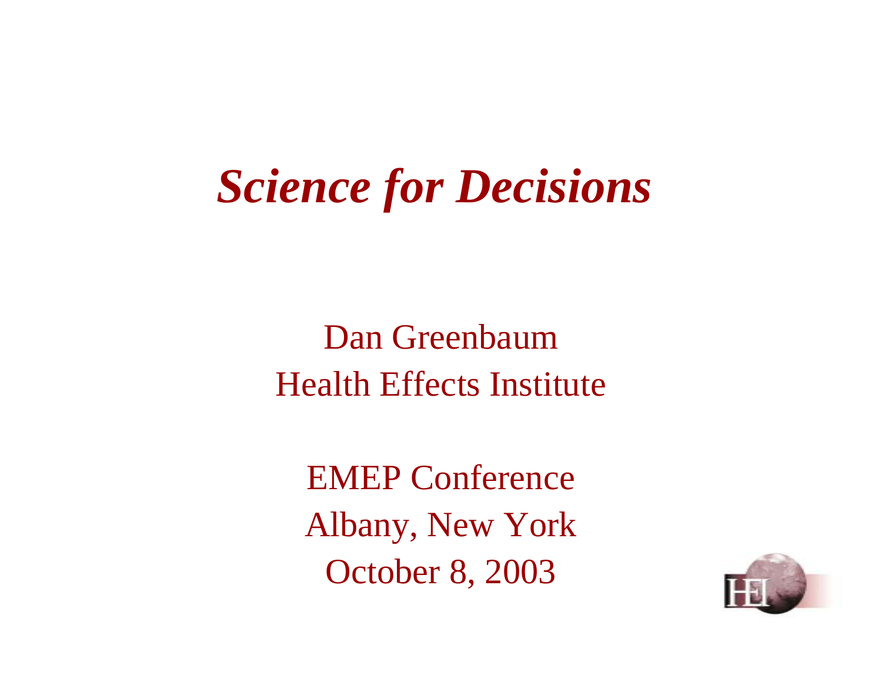# *Science for Decisions*

Dan Greenbaum
Health Effects Institute

EMEP Conference
Albany, New York
October 8, 2003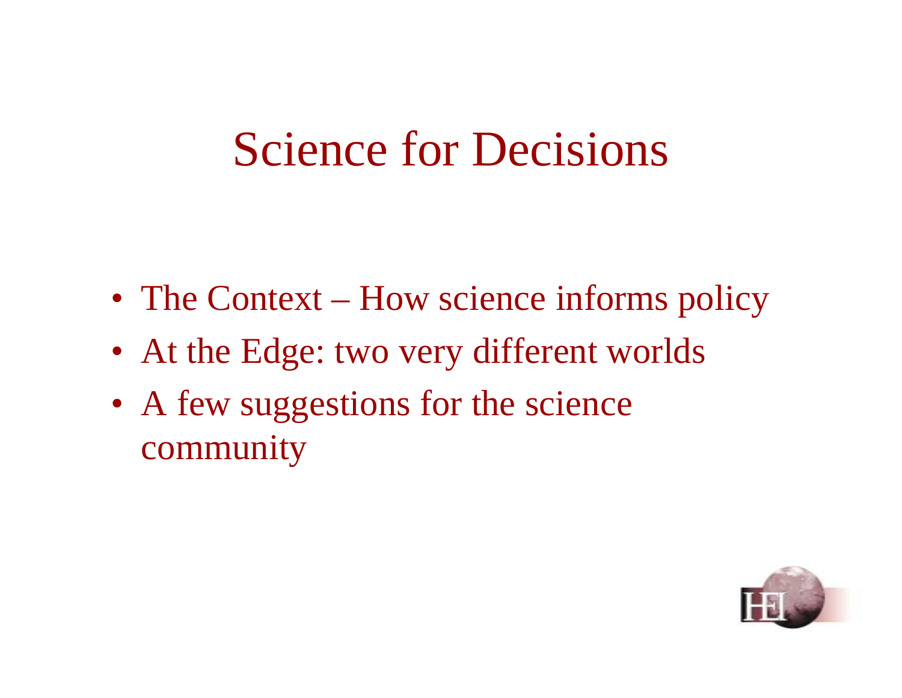# Science for Decisions

- The Context – How science informs policy
- At the Edge: two very different worlds
- A few suggestions for the science community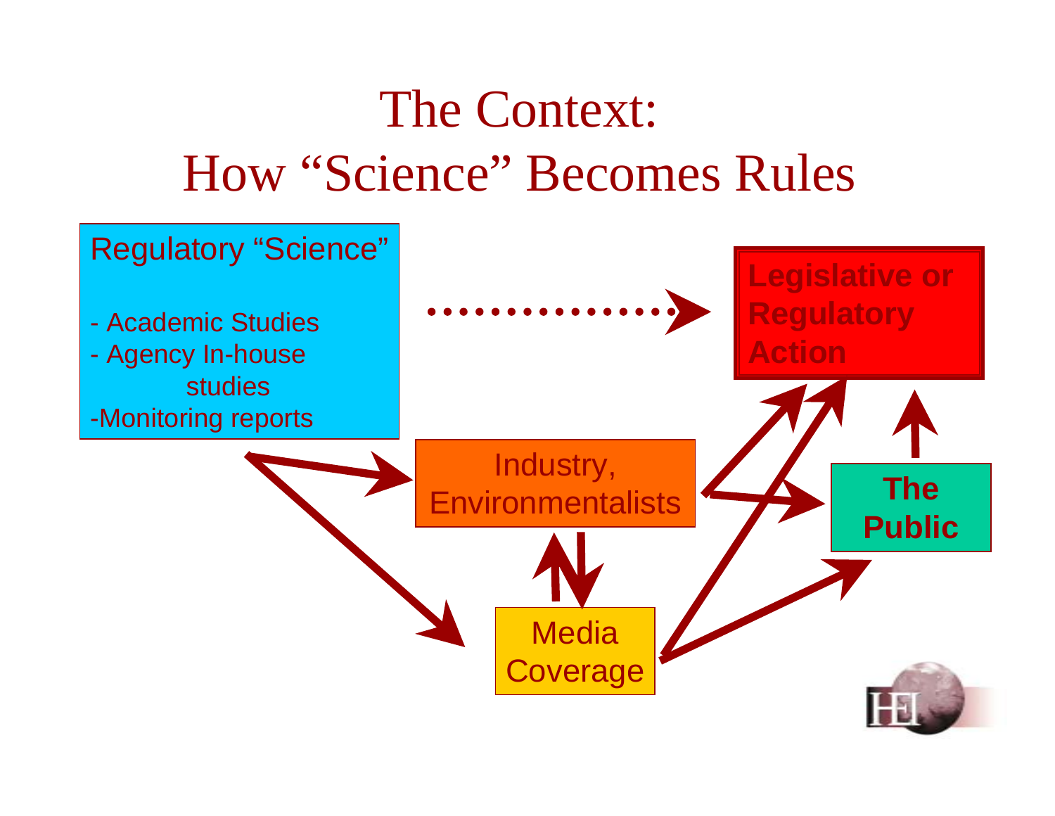# The Context: How "Science" Becomes Rules

Regulatory "Science"

- Academic Studies
- Agency In-house studies
- Monitoring reports

Legislative or Regulatory Action

Industry, Environmentalists

The Public

Media Coverage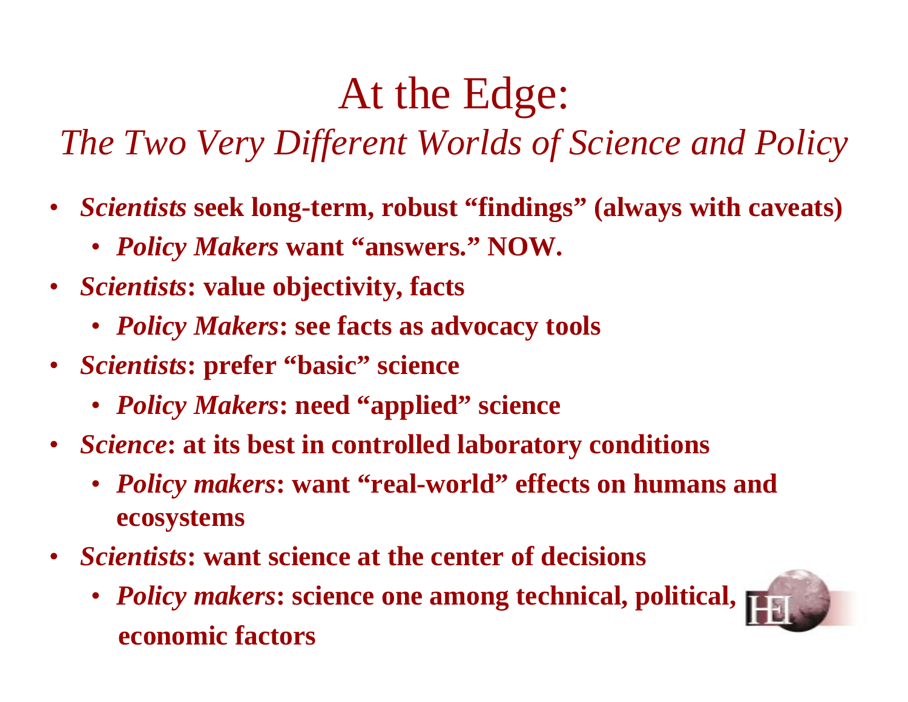# At the Edge:

## *The Two Very Different Worlds of Science and Policy*

- ***Scientists*** **seek long-term, robust "findings" (always with caveats)**
  - ***Policy Makers*** **want "answers." NOW.**
- ***Scientists*****: value objectivity, facts**
  - ***Policy Makers*****: see facts as advocacy tools**
- ***Scientists*****: prefer "basic" science**
  - ***Policy Makers*****: need "applied" science**
- ***Science*****: at its best in controlled laboratory conditions**
  - ***Policy makers*****: want "real-world" effects on humans and ecosystems**
- ***Scientists*****: want science at the center of decisions**
  - ***Policy makers*****: science one among technical, political, economic factors**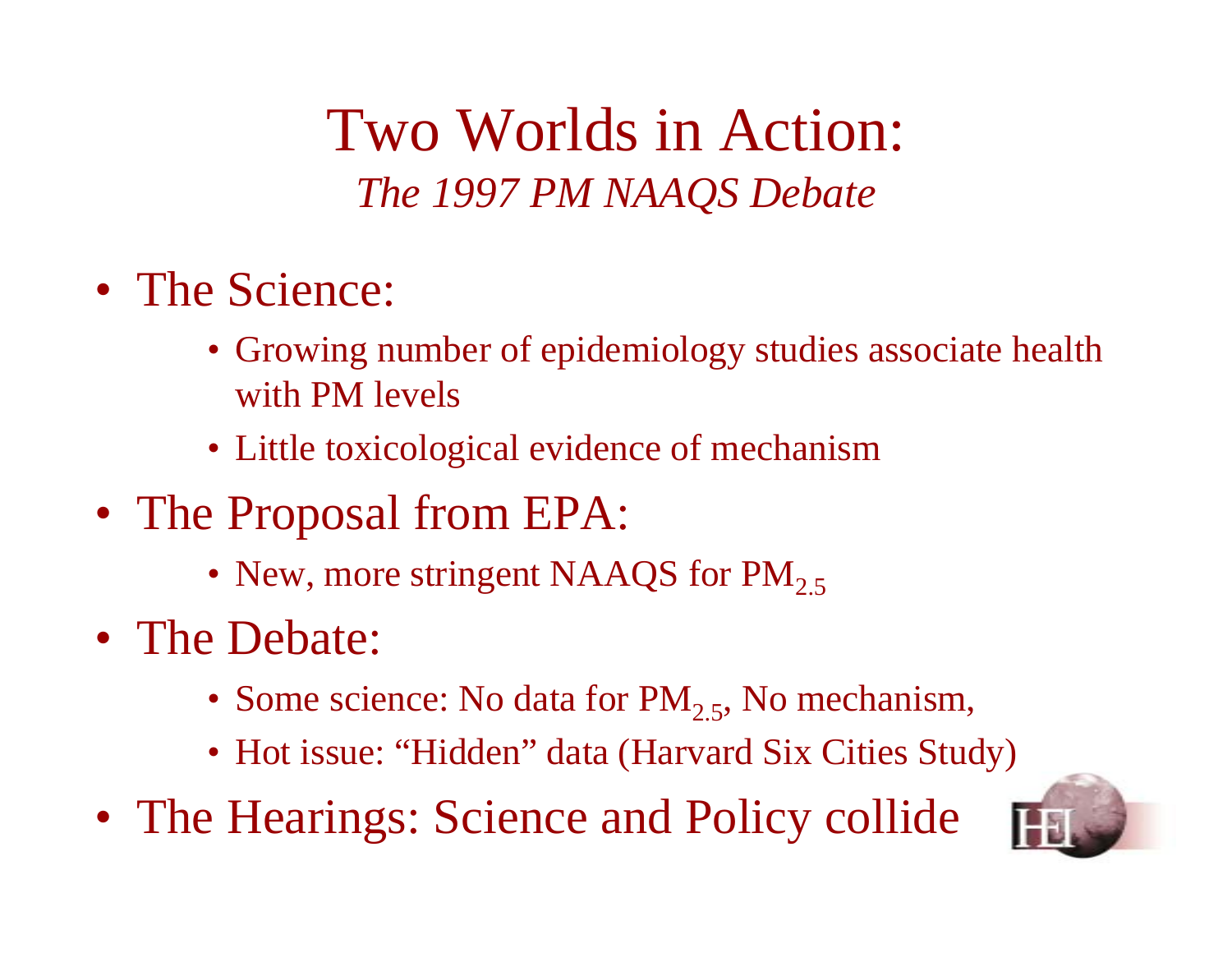# Two Worlds in Action:

*The 1997 PM NAAQS Debate*

- The Science:
  - Growing number of epidemiology studies associate health with PM levels
  - Little toxicological evidence of mechanism
- The Proposal from EPA:
  - New, more stringent NAAQS for $PM_{2.5}$
- The Debate:
  - Some science: No data for $PM_{2.5}$, No mechanism,
  - Hot issue: "Hidden" data (Harvard Six Cities Study)
- The Hearings: Science and Policy collide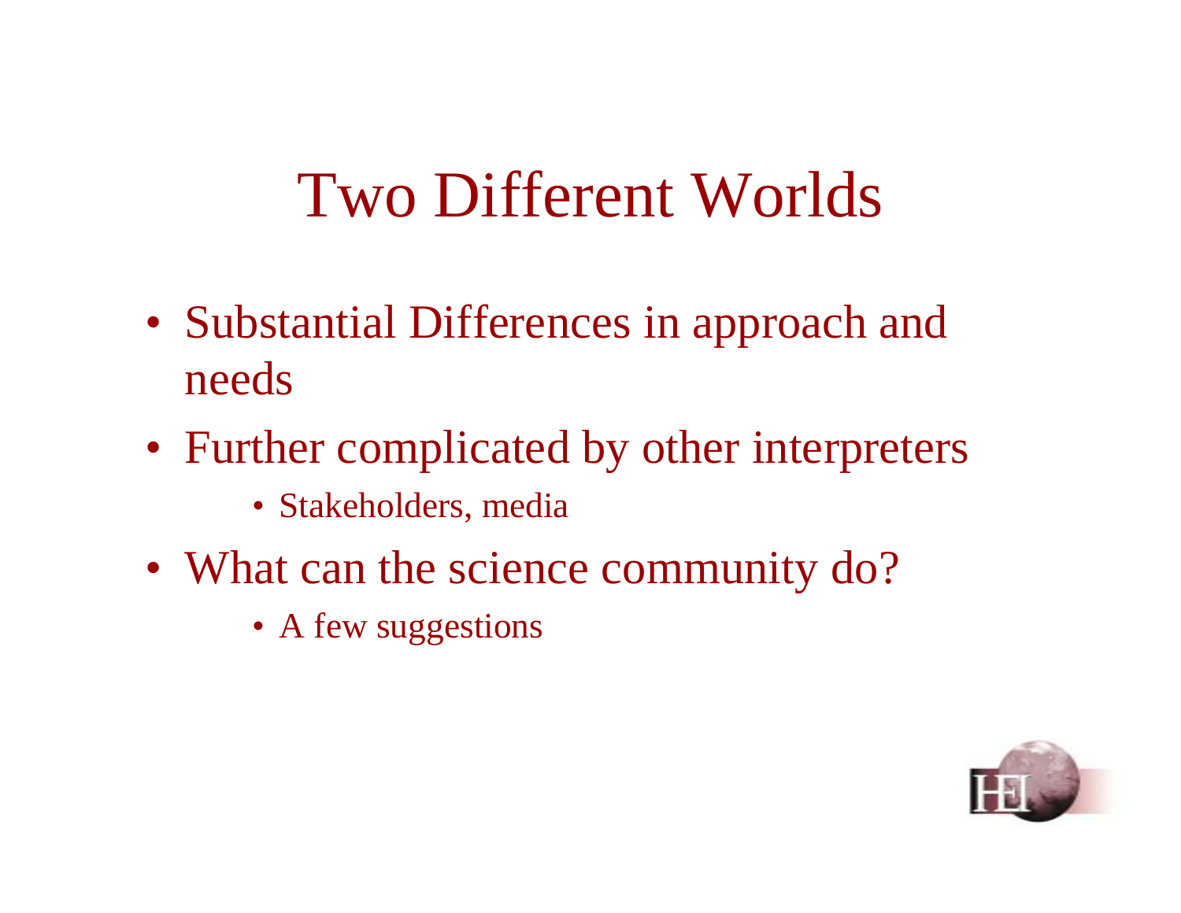# Two Different Worlds

- Substantial Differences in approach and needs
- Further complicated by other interpreters
  - Stakeholders, media
- What can the science community do?
  - A few suggestions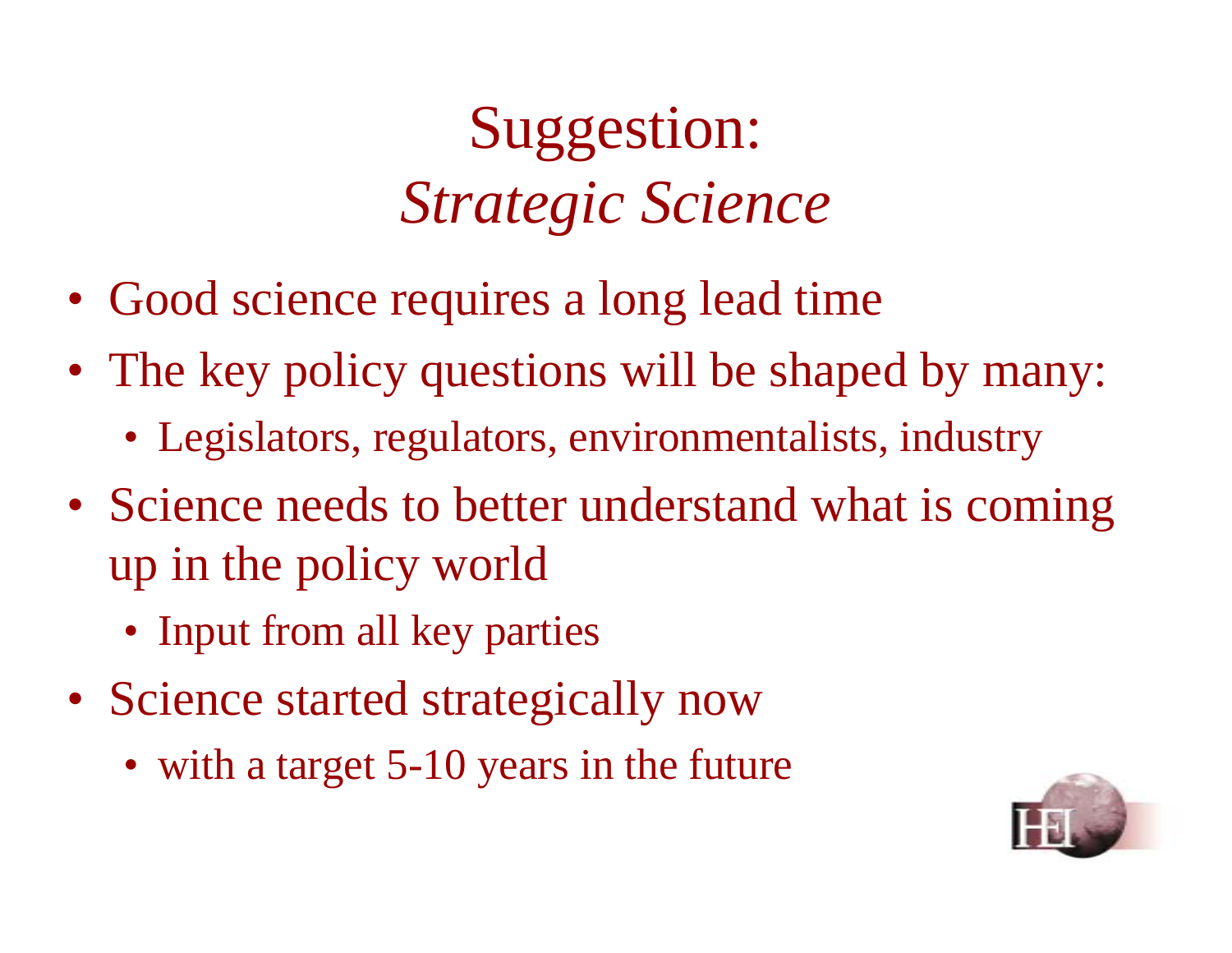# Suggestion: *Strategic Science*

- Good science requires a long lead time
- The key policy questions will be shaped by many:
  - Legislators, regulators, environmentalists, industry
- Science needs to better understand what is coming up in the policy world
  - Input from all key parties
- Science started strategically now
  - with a target 5-10 years in the future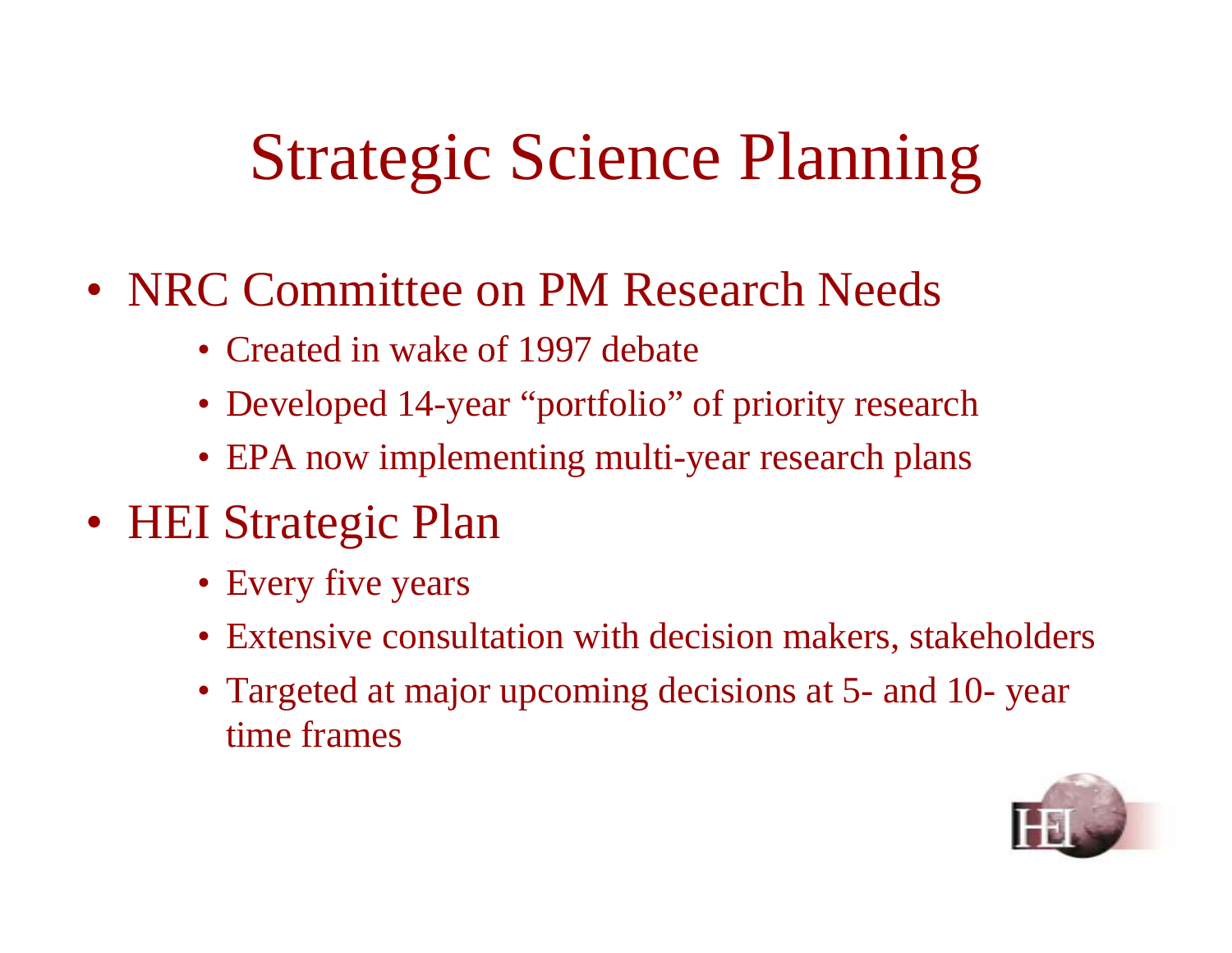# Strategic Science Planning

- NRC Committee on PM Research Needs
  - Created in wake of 1997 debate
  - Developed 14-year "portfolio" of priority research
  - EPA now implementing multi-year research plans
- HEI Strategic Plan
  - Every five years
  - Extensive consultation with decision makers, stakeholders
  - Targeted at major upcoming decisions at 5- and 10- year time frames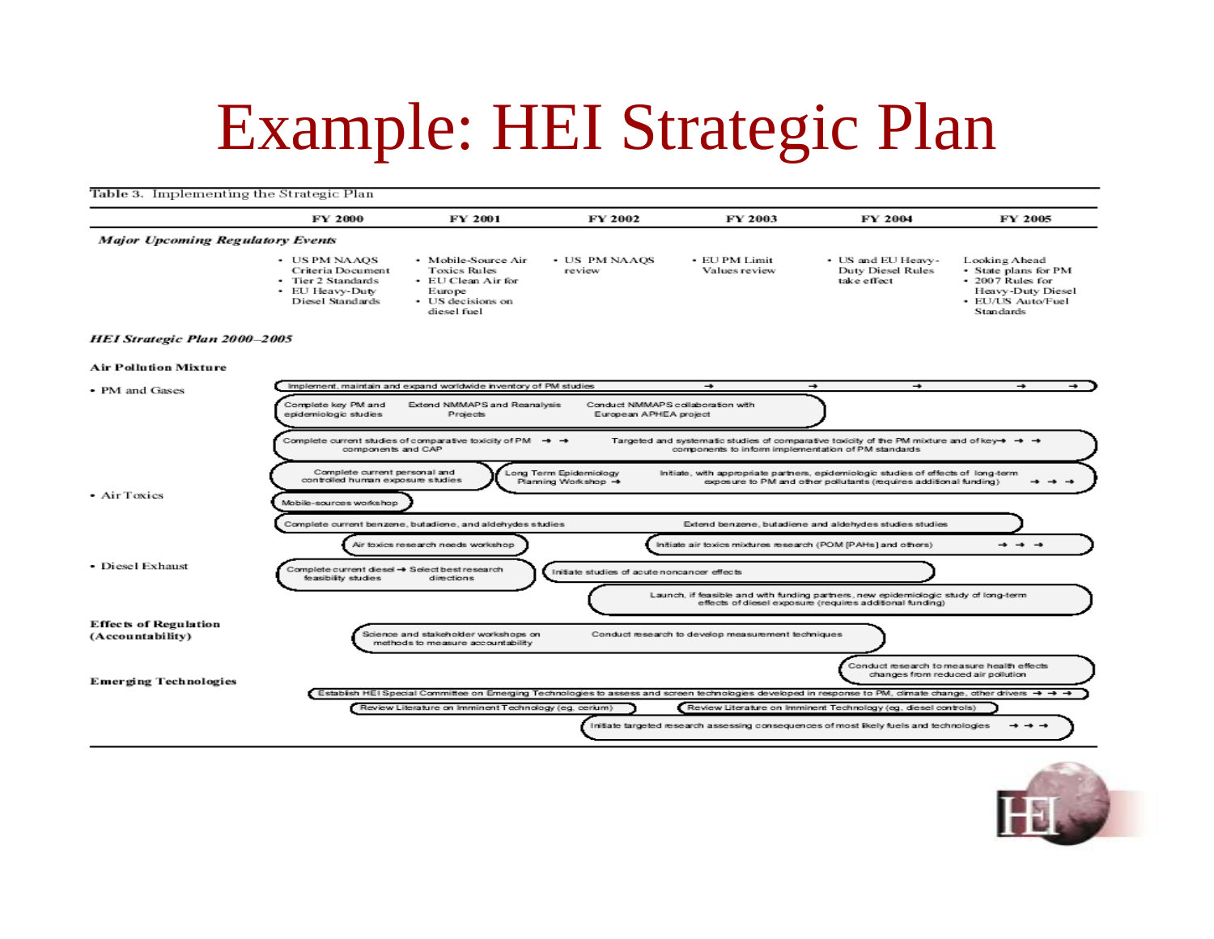# Example: HEI Strategic Plan

Table 3. Implementing the Strategic Plan

| | FY 2000 | FY 2001 | FY 2002 | FY 2003 | FY 2004 | FY 2005 |
|---|---|---|---|---|---|---|
| ***Major Upcoming Regulatory Events*** | | | | | | |
| | • US PM NAAQS Criteria Document<br>• Tier 2 Standards<br>• EU Heavy-Duty Diesel Standards | • Mobile-Source Air Toxics Rules<br>• EU Clean Air for Europe<br>• US decisions on diesel fuel | • US PM NAAQS review | • EU PM Limit Values review | • US and EU Heavy-Duty Diesel Rules take effect | Looking Ahead<br>• State plans for PM<br>• 2007 Rules for Heavy-Duty Diesel<br>• EU/US Auto/Fuel Standards |

***HEI Strategic Plan 2000–2005***

**Air Pollution Mixture**

• PM and Gases
- Implement, maintain and expand worldwide inventory of PM studies → → → → →
- Complete key PM and epidemiologic studies; Extend NMMAPS and Reanalysis Projects; Conduct NMMAPS collaboration with European APHEA project
- Complete current studies of comparative toxicity of PM components and CAP → → ; Targeted and systematic studies of comparative toxicity of the PM mixture and of key components to inform implementation of PM standards → → →
- Complete current personal and controlled human exposure studies; Long Term Epidemiology Planning Workshop → ; Initiate, with appropriate partners, epidemiologic studies of effects of long-term exposure to PM and other pollutants (requires additional funding) → → →

• Air Toxics
- Mobile-sources workshop
- Complete current benzene, butadiene, and aldehydes studies; Extend benzene, butadiene and aldehydes studies studies
- Air toxics research needs workshop; Initiate air toxics mixtures research (POM [PAHs] and others) → → →

• Diesel Exhaust
- Complete current diesel feasibility studies → Select best research directions
- Initiate studies of acute noncancer effects
- Launch, if feasible and with funding partners, new epidemiologic study of long-term effects of diesel exposure (requires additional funding)

**Effects of Regulation (Accountability)**
- Science and stakeholder workshops on methods to measure accountability; Conduct research to develop measurement techniques
- Conduct research to measure health effects changes from reduced air pollution

**Emerging Technologies**
- Establish HEI Special Committee on Emerging Technologies to assess and screen technologies developed in response to PM, climate change, other drivers → → →
- Review Literature on Imminent Technology (eg, cerium); Review Literature on Imminent Technology (eg, diesel controls)
- Initiate targeted research assessing consequences of most likely fuels and technologies → → →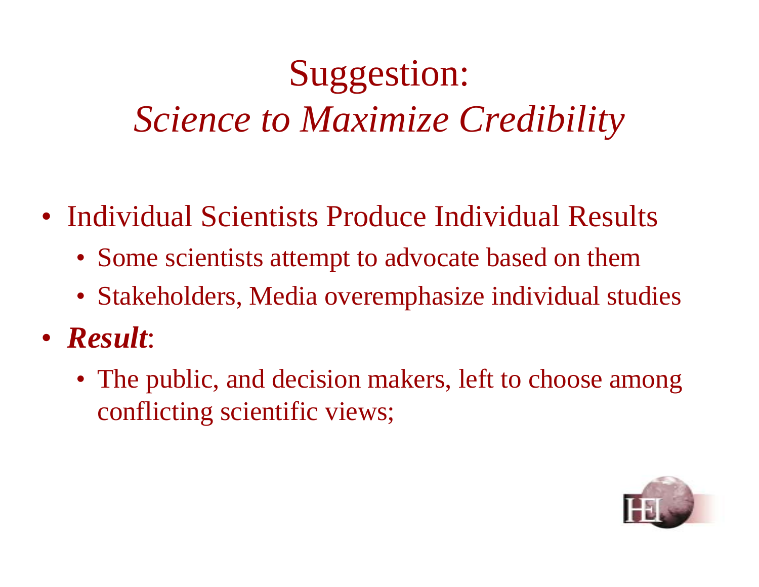# Suggestion:
# *Science to Maximize Credibility*

- Individual Scientists Produce Individual Results
  - Some scientists attempt to advocate based on them
  - Stakeholders, Media overemphasize individual studies
- ***Result***:
  - The public, and decision makers, left to choose among conflicting scientific views;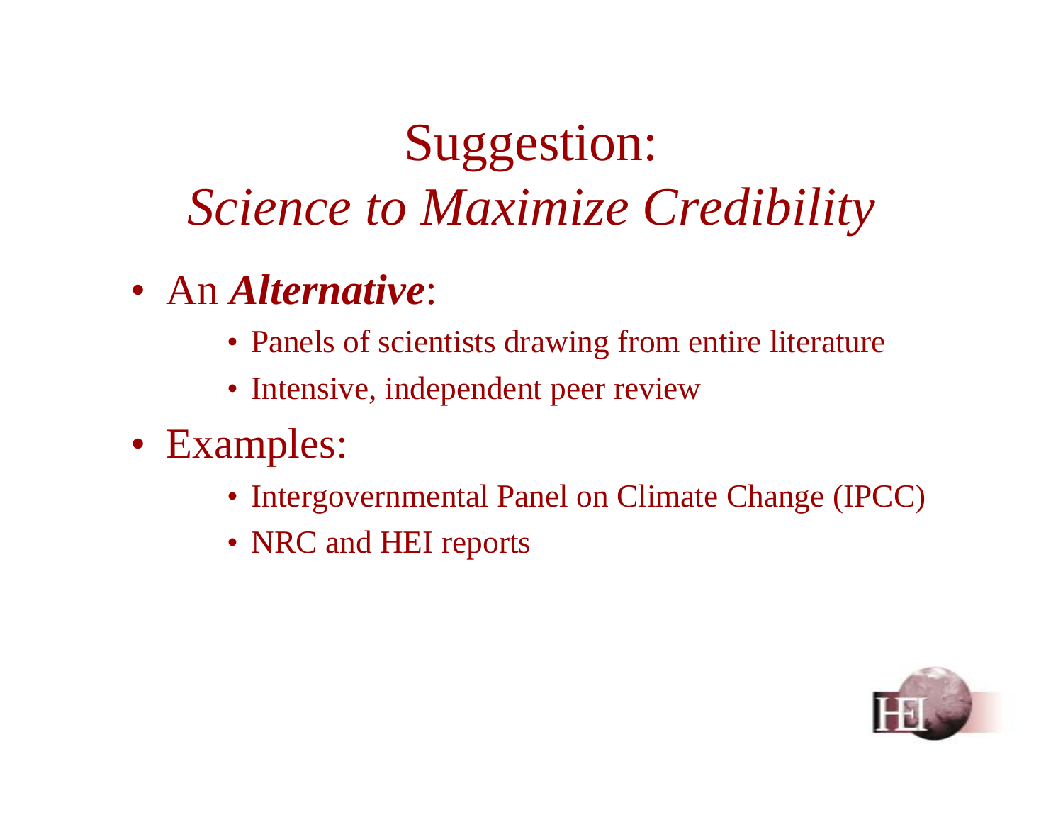# Suggestion:
# *Science to Maximize Credibility*

- An ***Alternative***:
  - Panels of scientists drawing from entire literature
  - Intensive, independent peer review
- Examples:
  - Intergovernmental Panel on Climate Change (IPCC)
  - NRC and HEI reports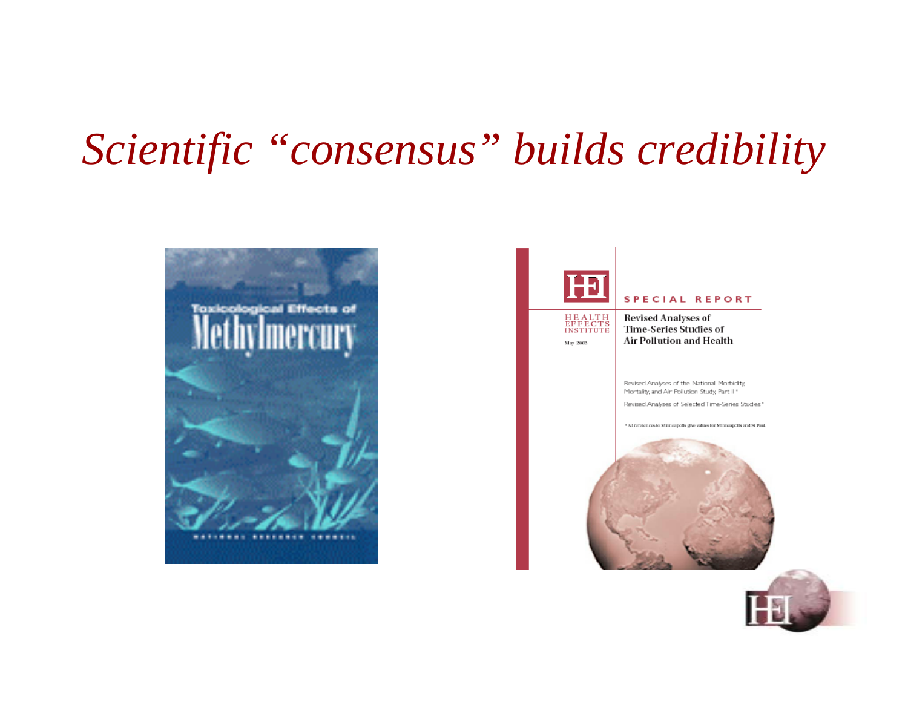# *Scientific "consensus" builds credibility*

Toxicological Effects of Methylmercury

NATIONAL RESEARCH COUNCIL

HEI

HEALTH EFFECTS INSTITUTE

May 2003

SPECIAL REPORT

**Revised Analyses of Time-Series Studies of Air Pollution and Health**

Revised Analyses of the National Morbidity, Mortality, and Air Pollution Study, Part II *

Revised Analyses of Selected Time-Series Studies *

* All references to Minneapolis give values for Minneapolis and St Paul.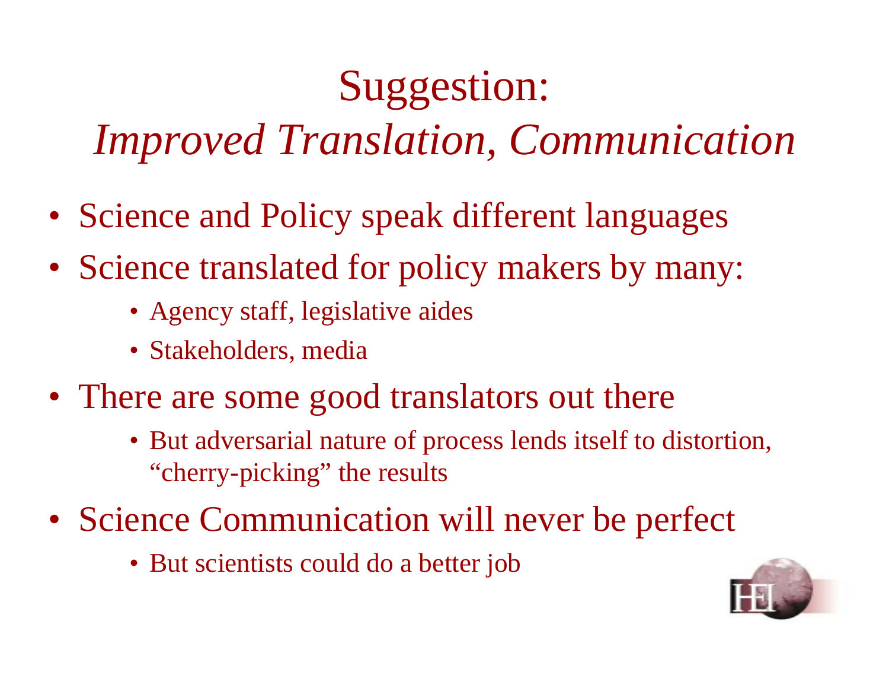# Suggestion:
## *Improved Translation, Communication*

- Science and Policy speak different languages
- Science translated for policy makers by many:
  - Agency staff, legislative aides
  - Stakeholders, media
- There are some good translators out there
  - But adversarial nature of process lends itself to distortion, "cherry-picking" the results
- Science Communication will never be perfect
  - But scientists could do a better job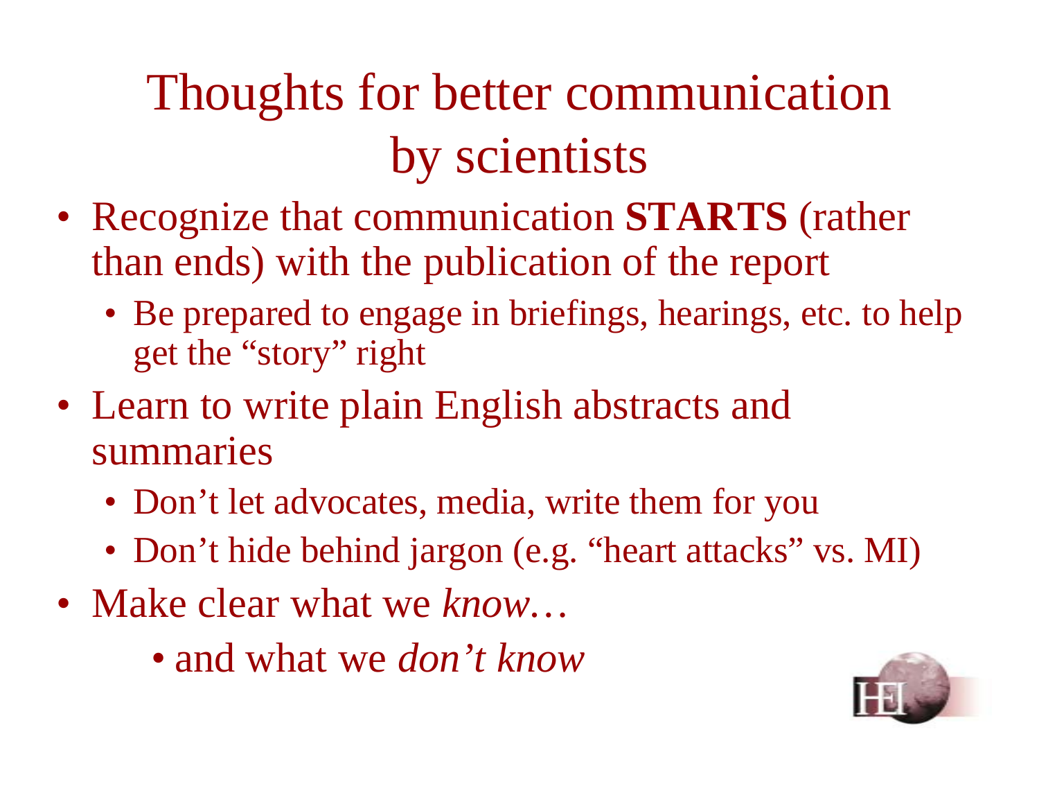# Thoughts for better communication by scientists

- Recognize that communication **STARTS** (rather than ends) with the publication of the report
  - Be prepared to engage in briefings, hearings, etc. to help get the "story" right
- Learn to write plain English abstracts and summaries
  - Don't let advocates, media, write them for you
  - Don't hide behind jargon (e.g. "heart attacks" vs. MI)
- Make clear what we *know*…
  - and what we *don't know*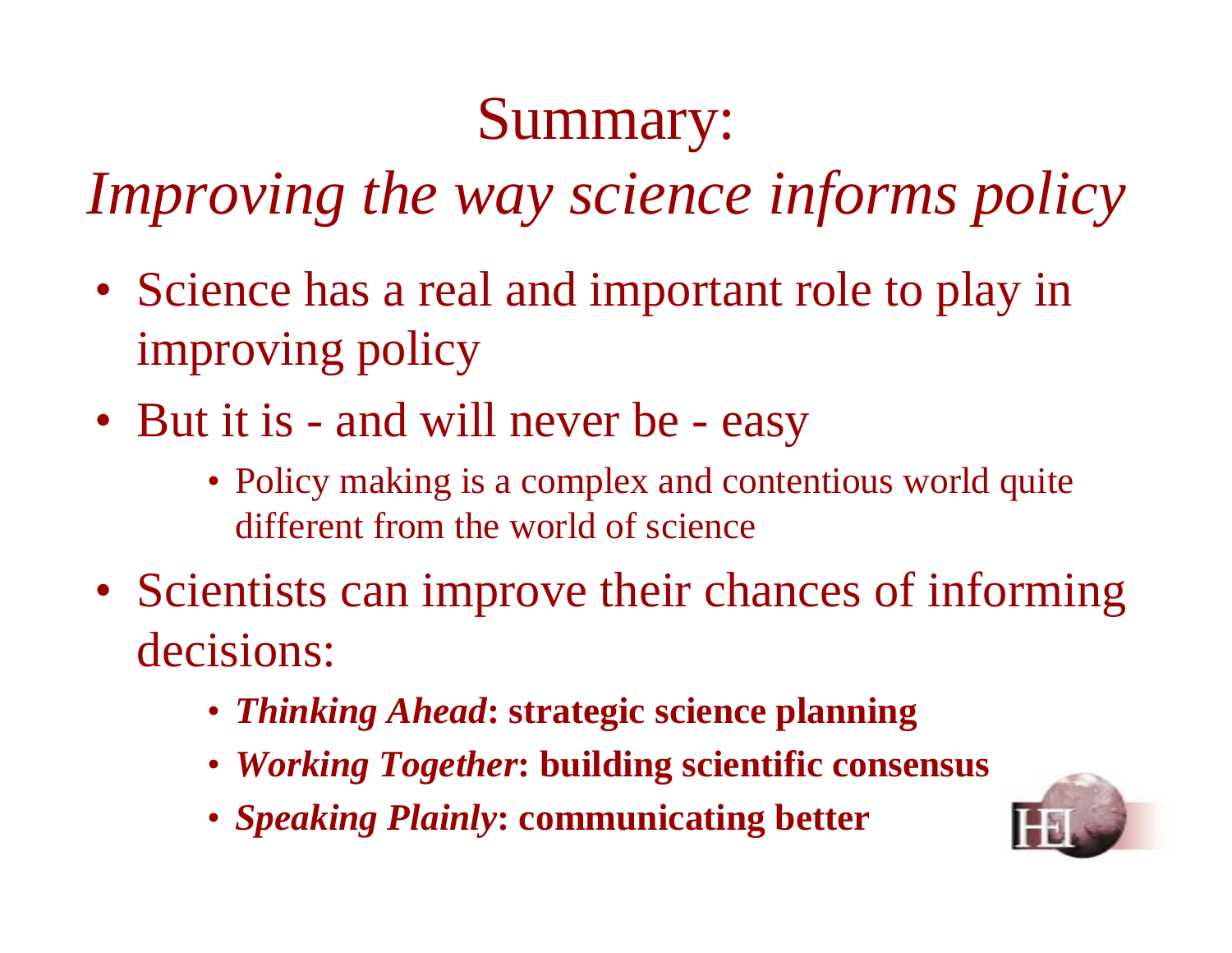# Summary:

## *Improving the way science informs policy*

- Science has a real and important role to play in improving policy
- But it is - and will never be - easy
  - Policy making is a complex and contentious world quite different from the world of science
- Scientists can improve their chances of informing decisions:
  - ***Thinking Ahead*: strategic science planning**
  - ***Working Together*: building scientific consensus**
  - ***Speaking Plainly*: communicating better**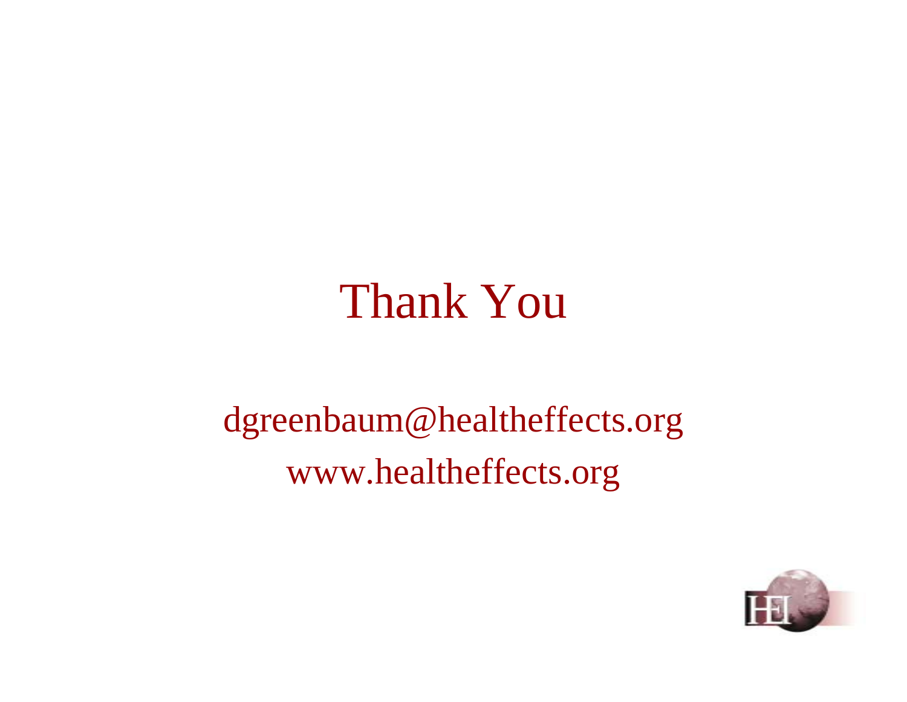# Thank You

dgreenbaum@healtheffects.org

www.healtheffects.org